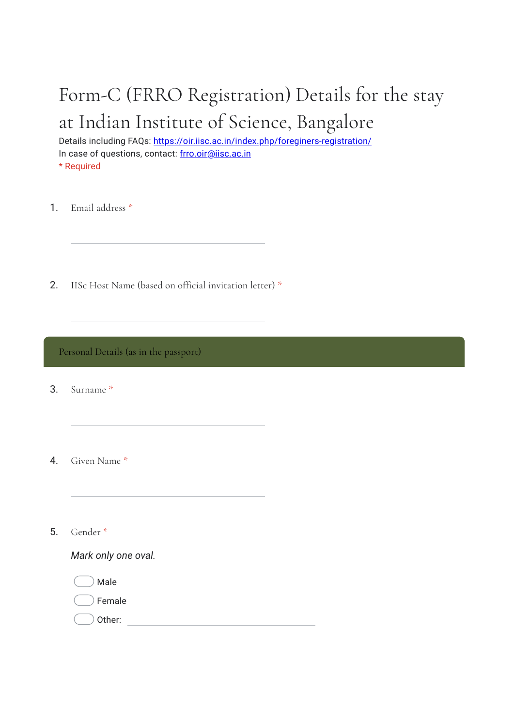# Form-C (FRRO Registration) Details for the stay at Indian Institute of Science, Bangalore

Details including FAQs: https://oir.iisc.ac.in/index.php/foreginers-registration/
In case of questions, contact: frro.oir@iisc.ac.in
* Required

1. Email address *

 ____________________

2. IISc Host Name (based on official invitation letter) *

 ____________________

## Personal Details (as in the passport)

3. Surname *

 ____________________

4. Given Name *

 ____________________

5. Gender *

 *Mark only one oval.*

 - ( ) Male
 - ( ) Female
 - ( ) Other: ____________________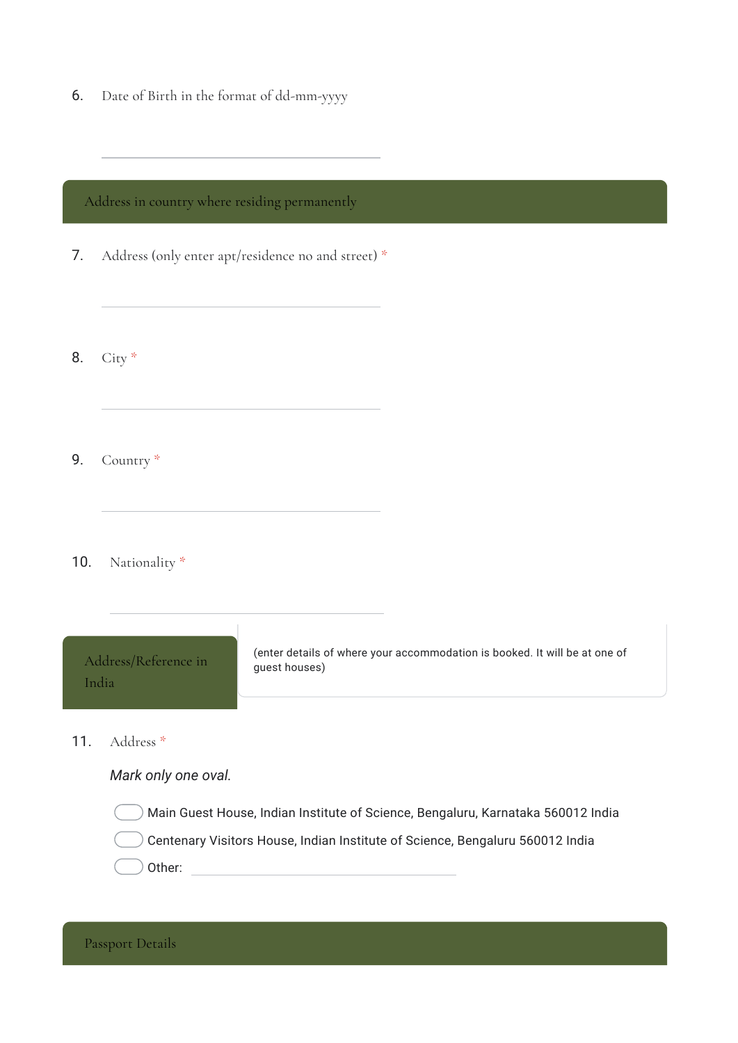6. Date of Birth in the format of dd-mm-yyyy

_______________________________

## Address in country where residing permanently

7. Address (only enter apt/residence no and street) *

_______________________________

8. City *

_______________________________

9. Country *

_______________________________

10. Nationality *

_______________________________

## Address/Reference in India

(enter details of where your accommodation is booked. It will be at one of guest houses)

11. Address *

*Mark only one oval.*

- ◯ Main Guest House, Indian Institute of Science, Bengaluru, Karnataka 560012 India
- ◯ Centenary Visitors House, Indian Institute of Science, Bengaluru 560012 India
- ◯ Other: _______________________________

## Passport Details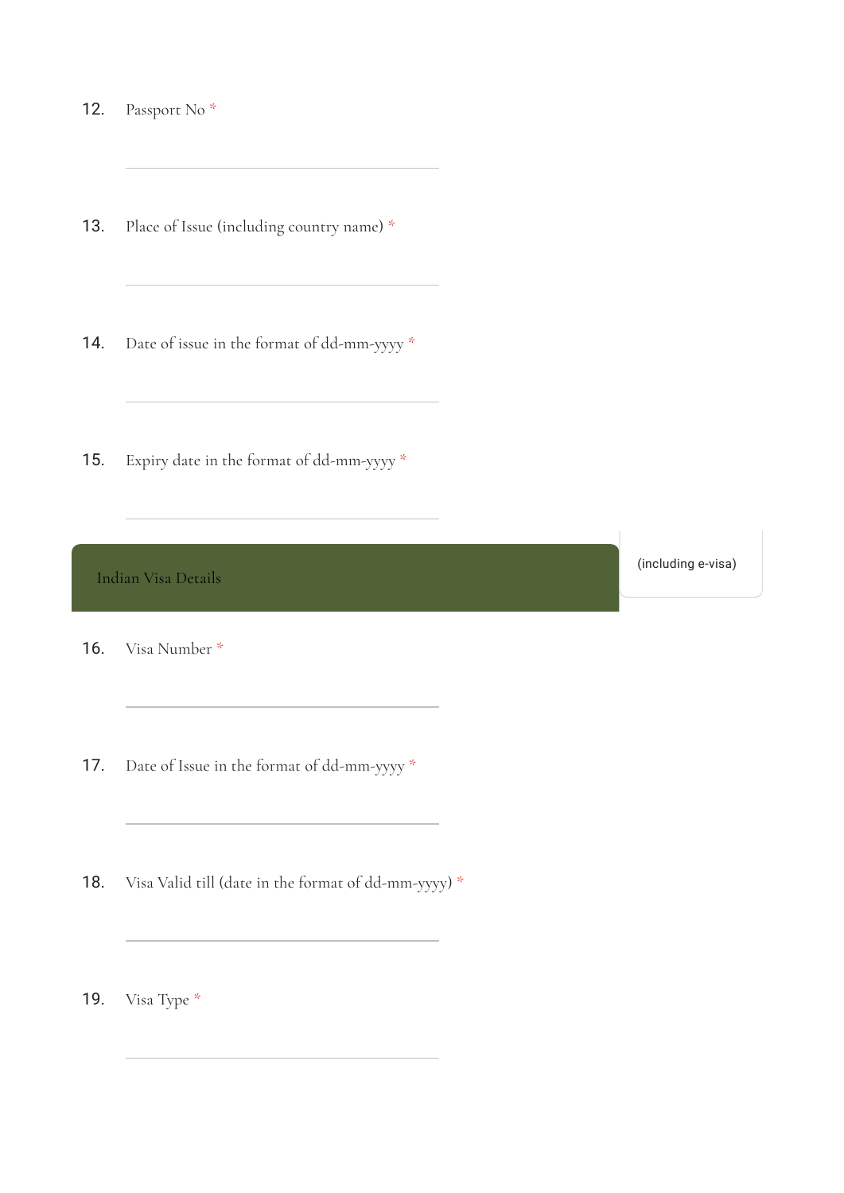12. Passport No *

13. Place of Issue (including country name) *

14. Date of issue in the format of dd-mm-yyyy *

15. Expiry date in the format of dd-mm-yyyy *

## Indian Visa Details

(including e-visa)

16. Visa Number *

17. Date of Issue in the format of dd-mm-yyyy *

18. Visa Valid till (date in the format of dd-mm-yyyy) *

19. Visa Type *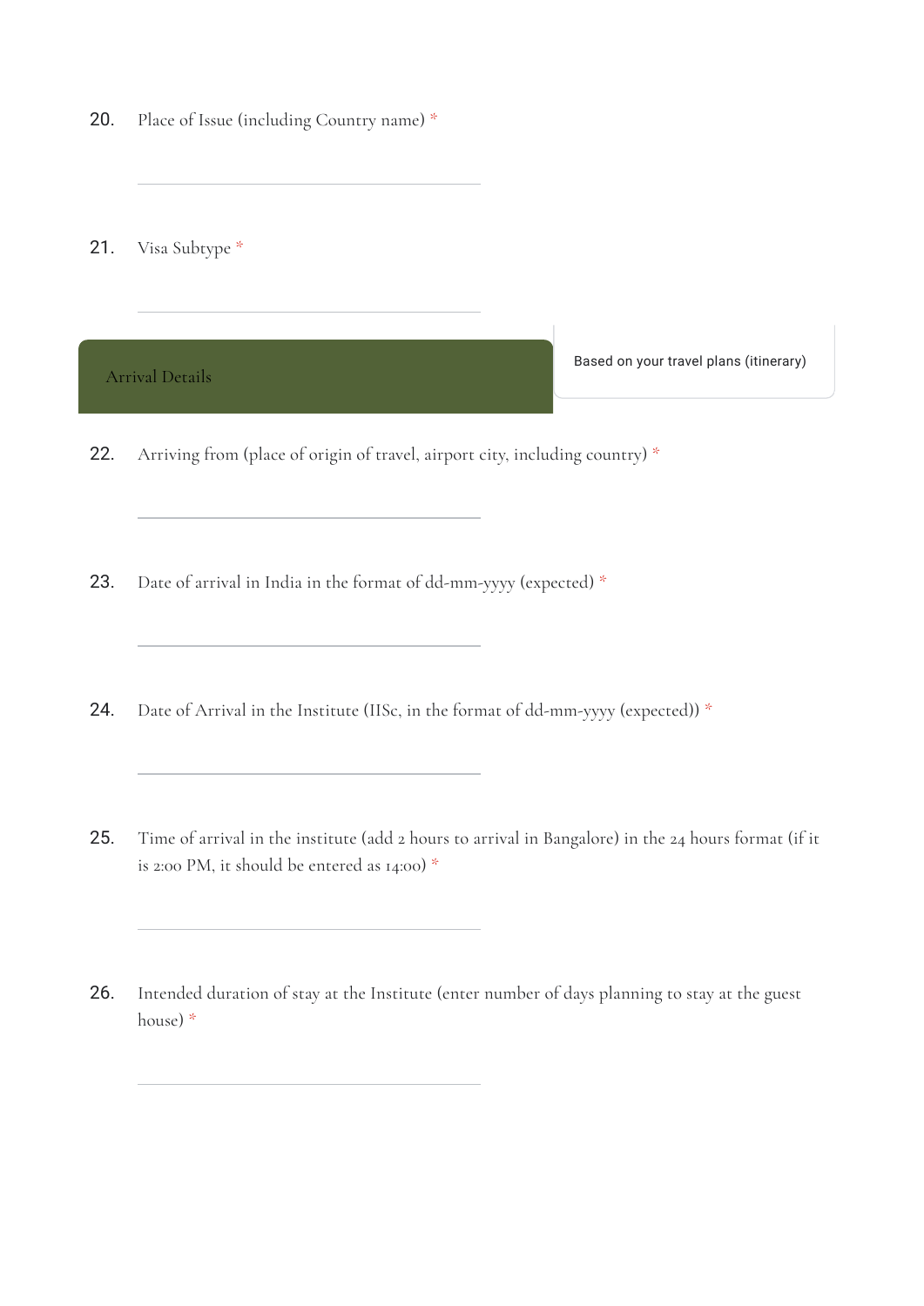20. Place of Issue (including Country name) *

21. Visa Subtype *

## Arrival Details

Based on your travel plans (itinerary)

22. Arriving from (place of origin of travel, airport city, including country) *

23. Date of arrival in India in the format of dd-mm-yyyy (expected) *

24. Date of Arrival in the Institute (IISc, in the format of dd-mm-yyyy (expected)) *

25. Time of arrival in the institute (add 2 hours to arrival in Bangalore) in the 24 hours format (if it is 2:00 PM, it should be entered as 14:00) *

26. Intended duration of stay at the Institute (enter number of days planning to stay at the guest house) *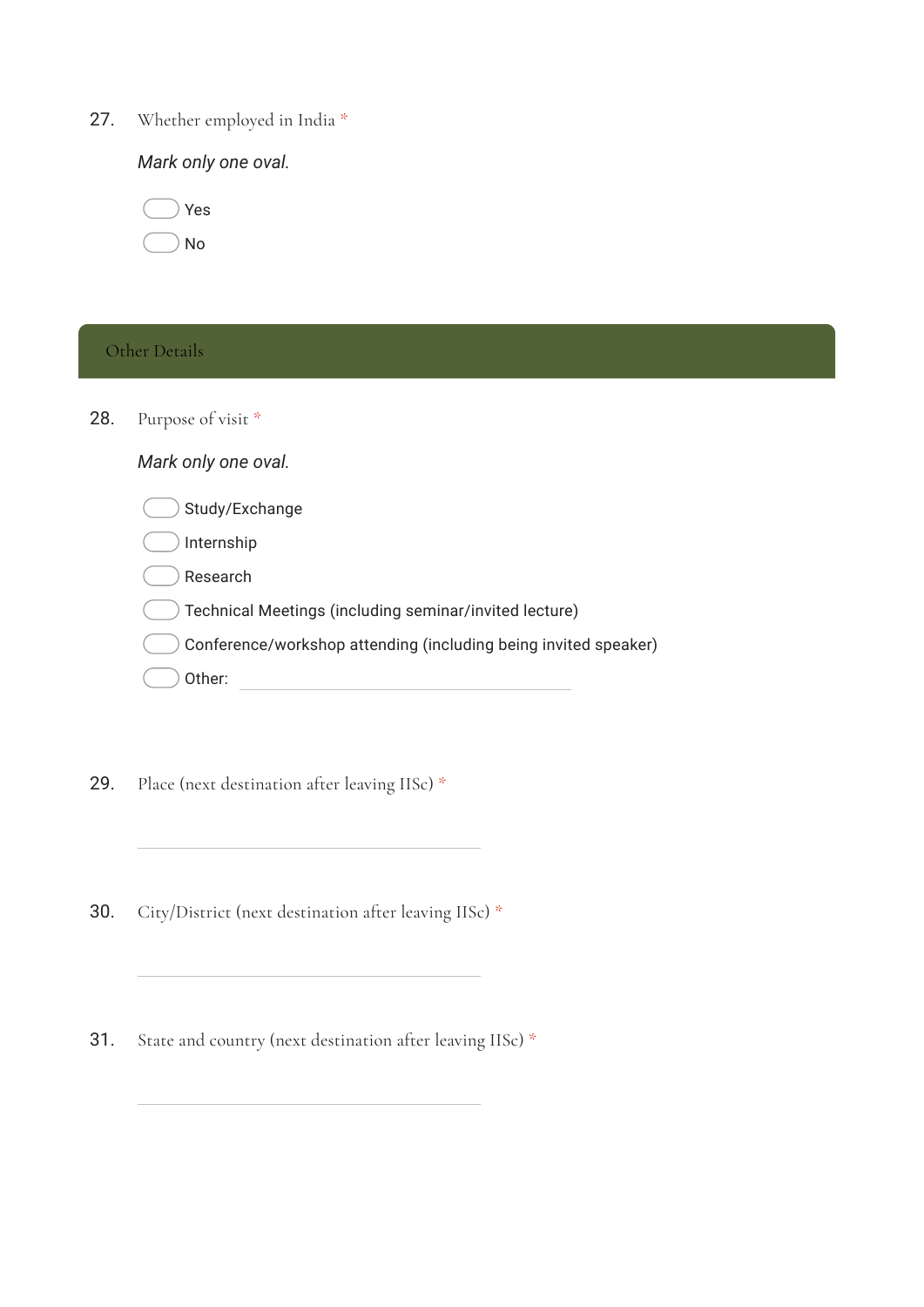27. Whether employed in India *

*Mark only one oval.*

- Yes
- No

## Other Details

28. Purpose of visit *

*Mark only one oval.*

- Study/Exchange
- Internship
- Research
- Technical Meetings (including seminar/invited lecture)
- Conference/workshop attending (including being invited speaker)
- Other: ______________________

29. Place (next destination after leaving IISc) *

______________________

30. City/District (next destination after leaving IISc) *

______________________

31. State and country (next destination after leaving IISc) *

______________________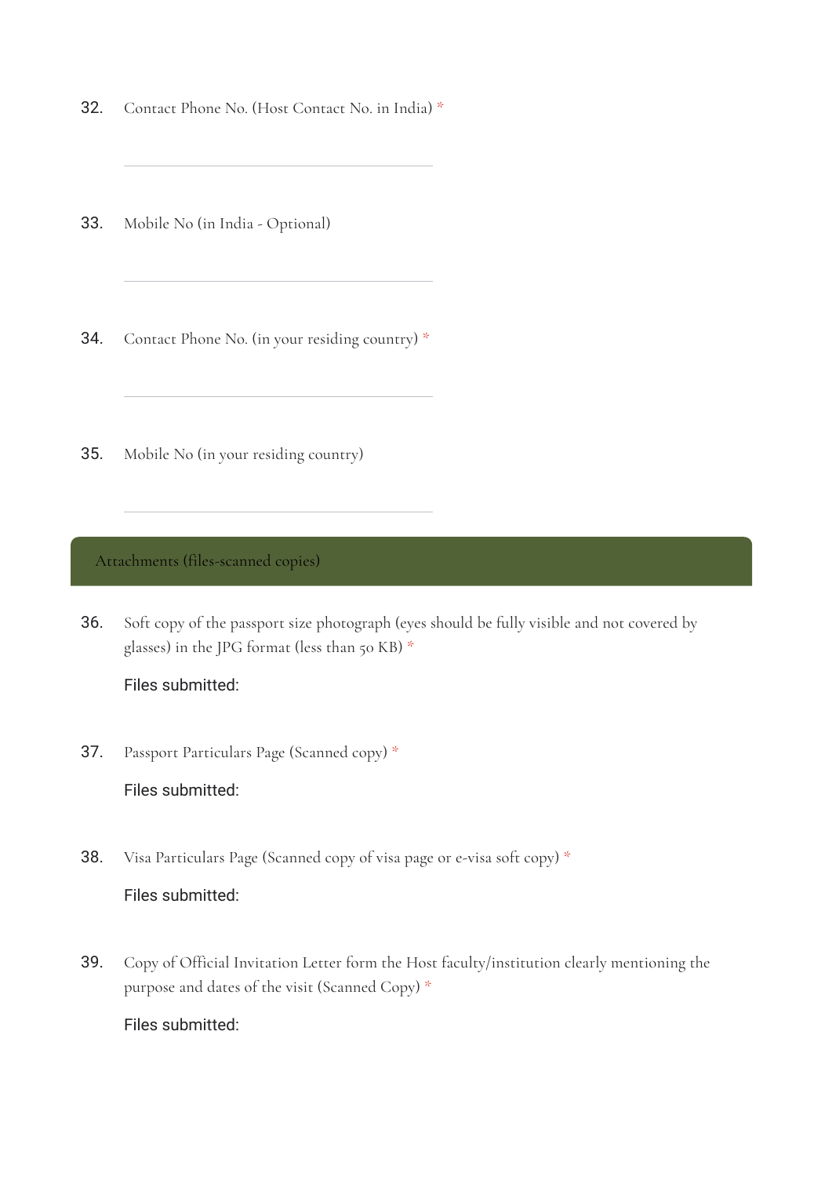32. Contact Phone No. (Host Contact No. in India) *

33. Mobile No (in India - Optional)

34. Contact Phone No. (in your residing country) *

35. Mobile No (in your residing country)

## Attachments (files-scanned copies)

36. Soft copy of the passport size photograph (eyes should be fully visible and not covered by glasses) in the JPG format (less than 50 KB) *

    Files submitted:

37. Passport Particulars Page (Scanned copy) *

    Files submitted:

38. Visa Particulars Page (Scanned copy of visa page or e-visa soft copy) *

    Files submitted:

39. Copy of Official Invitation Letter form the Host faculty/institution clearly mentioning the purpose and dates of the visit (Scanned Copy) *

    Files submitted: